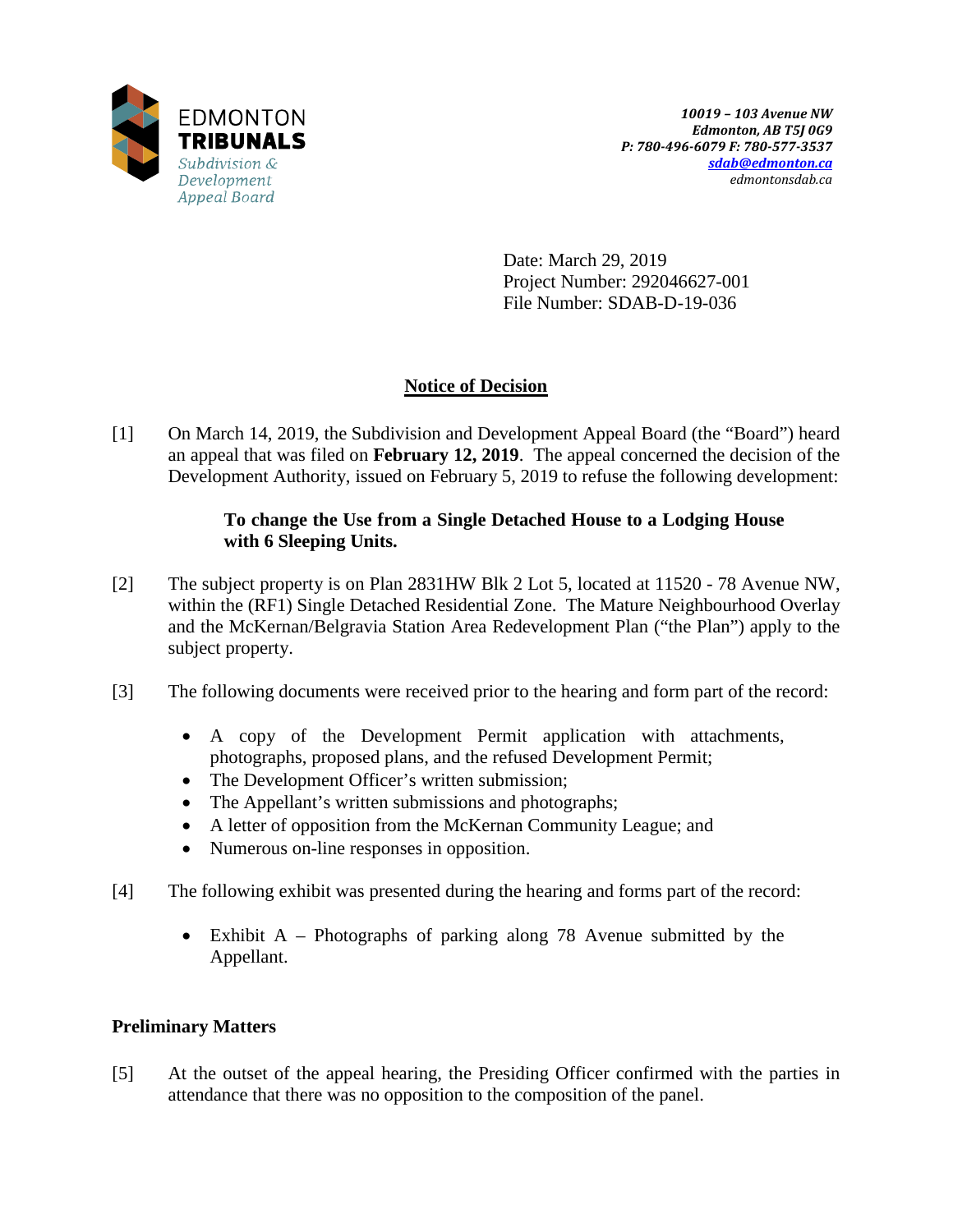EDMONTON **TRIBUNALS**
*Subdivision & Development Appeal Board*

***10019 – 103 Avenue NW***
***Edmonton, AB T5J 0G9***
***P: 780-496-6079 F: 780-577-3537***
***sdab@edmonton.ca***
*edmontonsdab.ca*

Date: March 29, 2019
Project Number: 292046627-001
File Number: SDAB-D-19-036

## Notice of Decision

[1] On March 14, 2019, the Subdivision and Development Appeal Board (the "Board") heard an appeal that was filed on **February 12, 2019**. The appeal concerned the decision of the Development Authority, issued on February 5, 2019 to refuse the following development:

> **To change the Use from a Single Detached House to a Lodging House with 6 Sleeping Units.**

[2] The subject property is on Plan 2831HW Blk 2 Lot 5, located at 11520 - 78 Avenue NW, within the (RF1) Single Detached Residential Zone. The Mature Neighbourhood Overlay and the McKernan/Belgravia Station Area Redevelopment Plan ("the Plan") apply to the subject property.

[3] The following documents were received prior to the hearing and form part of the record:

- A copy of the Development Permit application with attachments, photographs, proposed plans, and the refused Development Permit;
- The Development Officer's written submission;
- The Appellant's written submissions and photographs;
- A letter of opposition from the McKernan Community League; and
- Numerous on-line responses in opposition.

[4] The following exhibit was presented during the hearing and forms part of the record:

- Exhibit A – Photographs of parking along 78 Avenue submitted by the Appellant.

### Preliminary Matters

[5] At the outset of the appeal hearing, the Presiding Officer confirmed with the parties in attendance that there was no opposition to the composition of the panel.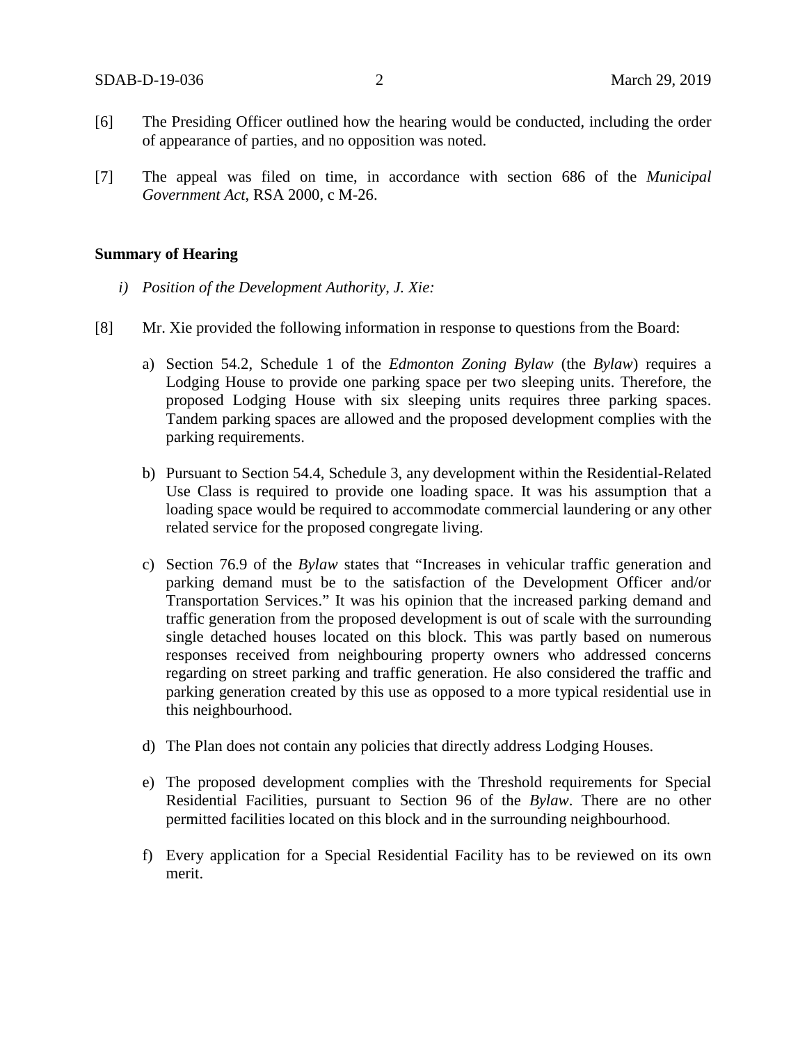[6] The Presiding Officer outlined how the hearing would be conducted, including the order of appearance of parties, and no opposition was noted.

[7] The appeal was filed on time, in accordance with section 686 of the *Municipal Government Act*, RSA 2000, c M-26.

**Summary of Hearing**

*i) Position of the Development Authority, J. Xie:*

[8] Mr. Xie provided the following information in response to questions from the Board:

a) Section 54.2, Schedule 1 of the *Edmonton Zoning Bylaw* (the *Bylaw*) requires a Lodging House to provide one parking space per two sleeping units. Therefore, the proposed Lodging House with six sleeping units requires three parking spaces. Tandem parking spaces are allowed and the proposed development complies with the parking requirements.

b) Pursuant to Section 54.4, Schedule 3, any development within the Residential-Related Use Class is required to provide one loading space. It was his assumption that a loading space would be required to accommodate commercial laundering or any other related service for the proposed congregate living.

c) Section 76.9 of the *Bylaw* states that "Increases in vehicular traffic generation and parking demand must be to the satisfaction of the Development Officer and/or Transportation Services." It was his opinion that the increased parking demand and traffic generation from the proposed development is out of scale with the surrounding single detached houses located on this block. This was partly based on numerous responses received from neighbouring property owners who addressed concerns regarding on street parking and traffic generation. He also considered the traffic and parking generation created by this use as opposed to a more typical residential use in this neighbourhood.

d) The Plan does not contain any policies that directly address Lodging Houses.

e) The proposed development complies with the Threshold requirements for Special Residential Facilities, pursuant to Section 96 of the *Bylaw*. There are no other permitted facilities located on this block and in the surrounding neighbourhood.

f) Every application for a Special Residential Facility has to be reviewed on its own merit.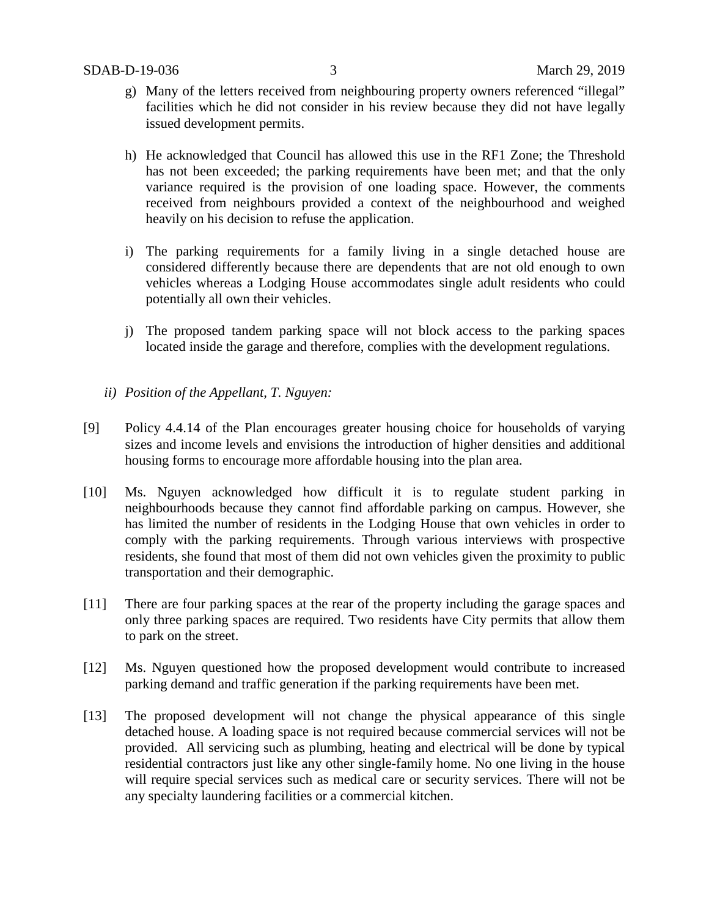g) Many of the letters received from neighbouring property owners referenced "illegal" facilities which he did not consider in his review because they did not have legally issued development permits.

h) He acknowledged that Council has allowed this use in the RF1 Zone; the Threshold has not been exceeded; the parking requirements have been met; and that the only variance required is the provision of one loading space. However, the comments received from neighbours provided a context of the neighbourhood and weighed heavily on his decision to refuse the application.

i) The parking requirements for a family living in a single detached house are considered differently because there are dependents that are not old enough to own vehicles whereas a Lodging House accommodates single adult residents who could potentially all own their vehicles.

j) The proposed tandem parking space will not block access to the parking spaces located inside the garage and therefore, complies with the development regulations.

*ii) Position of the Appellant, T. Nguyen:*

[9] Policy 4.4.14 of the Plan encourages greater housing choice for households of varying sizes and income levels and envisions the introduction of higher densities and additional housing forms to encourage more affordable housing into the plan area.

[10] Ms. Nguyen acknowledged how difficult it is to regulate student parking in neighbourhoods because they cannot find affordable parking on campus. However, she has limited the number of residents in the Lodging House that own vehicles in order to comply with the parking requirements. Through various interviews with prospective residents, she found that most of them did not own vehicles given the proximity to public transportation and their demographic.

[11] There are four parking spaces at the rear of the property including the garage spaces and only three parking spaces are required. Two residents have City permits that allow them to park on the street.

[12] Ms. Nguyen questioned how the proposed development would contribute to increased parking demand and traffic generation if the parking requirements have been met.

[13] The proposed development will not change the physical appearance of this single detached house. A loading space is not required because commercial services will not be provided. All servicing such as plumbing, heating and electrical will be done by typical residential contractors just like any other single-family home. No one living in the house will require special services such as medical care or security services. There will not be any specialty laundering facilities or a commercial kitchen.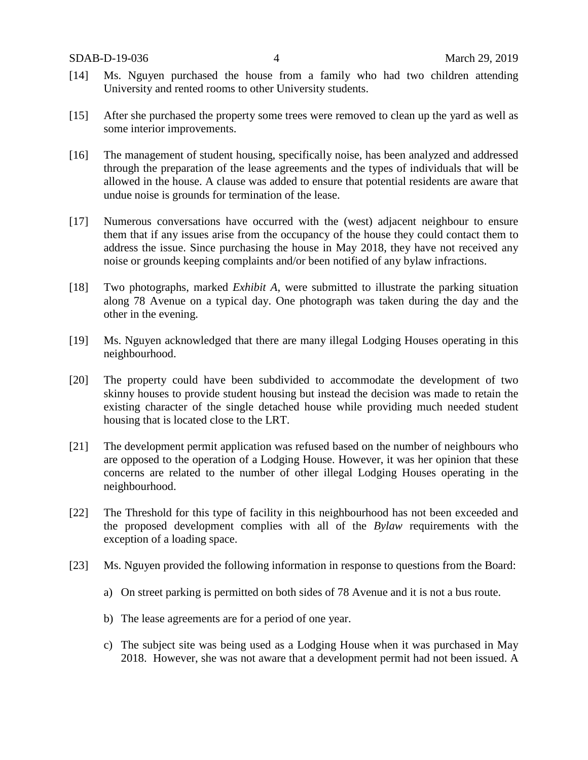[14] Ms. Nguyen purchased the house from a family who had two children attending University and rented rooms to other University students.

[15] After she purchased the property some trees were removed to clean up the yard as well as some interior improvements.

[16] The management of student housing, specifically noise, has been analyzed and addressed through the preparation of the lease agreements and the types of individuals that will be allowed in the house. A clause was added to ensure that potential residents are aware that undue noise is grounds for termination of the lease.

[17] Numerous conversations have occurred with the (west) adjacent neighbour to ensure them that if any issues arise from the occupancy of the house they could contact them to address the issue. Since purchasing the house in May 2018, they have not received any noise or grounds keeping complaints and/or been notified of any bylaw infractions.

[18] Two photographs, marked *Exhibit A*, were submitted to illustrate the parking situation along 78 Avenue on a typical day. One photograph was taken during the day and the other in the evening.

[19] Ms. Nguyen acknowledged that there are many illegal Lodging Houses operating in this neighbourhood.

[20] The property could have been subdivided to accommodate the development of two skinny houses to provide student housing but instead the decision was made to retain the existing character of the single detached house while providing much needed student housing that is located close to the LRT.

[21] The development permit application was refused based on the number of neighbours who are opposed to the operation of a Lodging House. However, it was her opinion that these concerns are related to the number of other illegal Lodging Houses operating in the neighbourhood.

[22] The Threshold for this type of facility in this neighbourhood has not been exceeded and the proposed development complies with all of the *Bylaw* requirements with the exception of a loading space.

[23] Ms. Nguyen provided the following information in response to questions from the Board:

a) On street parking is permitted on both sides of 78 Avenue and it is not a bus route.

b) The lease agreements are for a period of one year.

c) The subject site was being used as a Lodging House when it was purchased in May 2018. However, she was not aware that a development permit had not been issued. A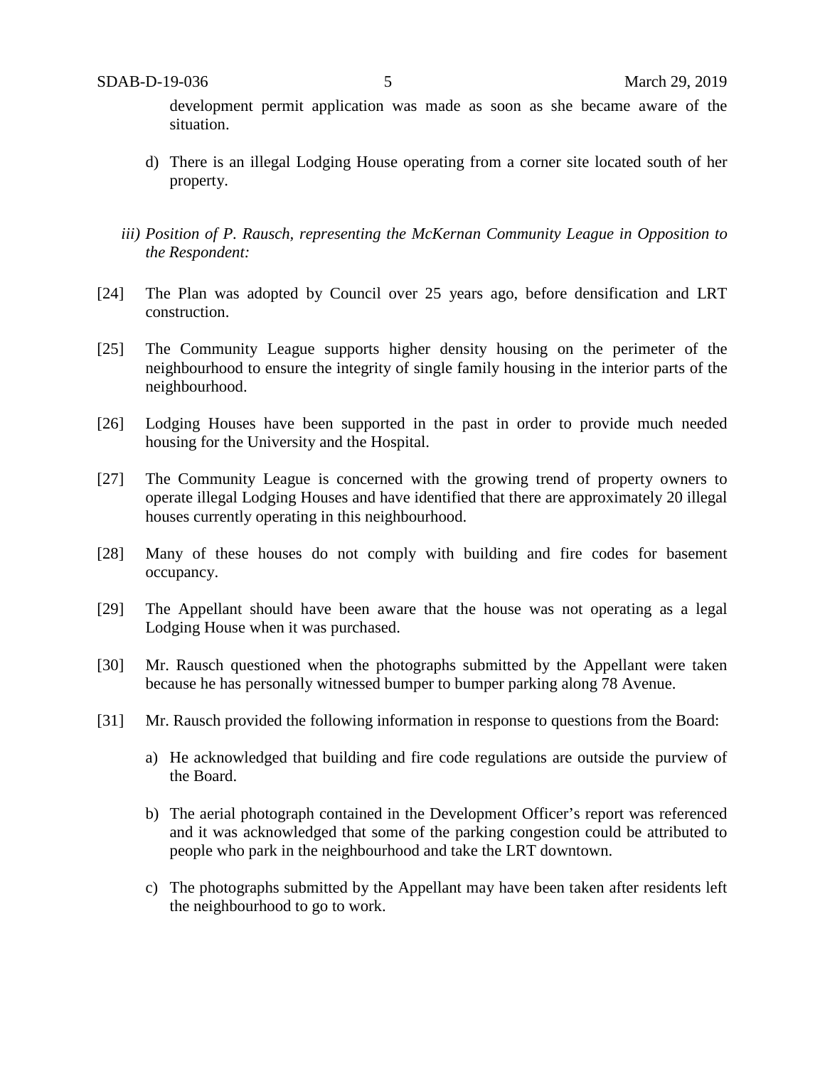development permit application was made as soon as she became aware of the situation.

d) There is an illegal Lodging House operating from a corner site located south of her property.

*iii) Position of P. Rausch, representing the McKernan Community League in Opposition to the Respondent:*

[24] The Plan was adopted by Council over 25 years ago, before densification and LRT construction.

[25] The Community League supports higher density housing on the perimeter of the neighbourhood to ensure the integrity of single family housing in the interior parts of the neighbourhood.

[26] Lodging Houses have been supported in the past in order to provide much needed housing for the University and the Hospital.

[27] The Community League is concerned with the growing trend of property owners to operate illegal Lodging Houses and have identified that there are approximately 20 illegal houses currently operating in this neighbourhood.

[28] Many of these houses do not comply with building and fire codes for basement occupancy.

[29] The Appellant should have been aware that the house was not operating as a legal Lodging House when it was purchased.

[30] Mr. Rausch questioned when the photographs submitted by the Appellant were taken because he has personally witnessed bumper to bumper parking along 78 Avenue.

[31] Mr. Rausch provided the following information in response to questions from the Board:

a) He acknowledged that building and fire code regulations are outside the purview of the Board.

b) The aerial photograph contained in the Development Officer's report was referenced and it was acknowledged that some of the parking congestion could be attributed to people who park in the neighbourhood and take the LRT downtown.

c) The photographs submitted by the Appellant may have been taken after residents left the neighbourhood to go to work.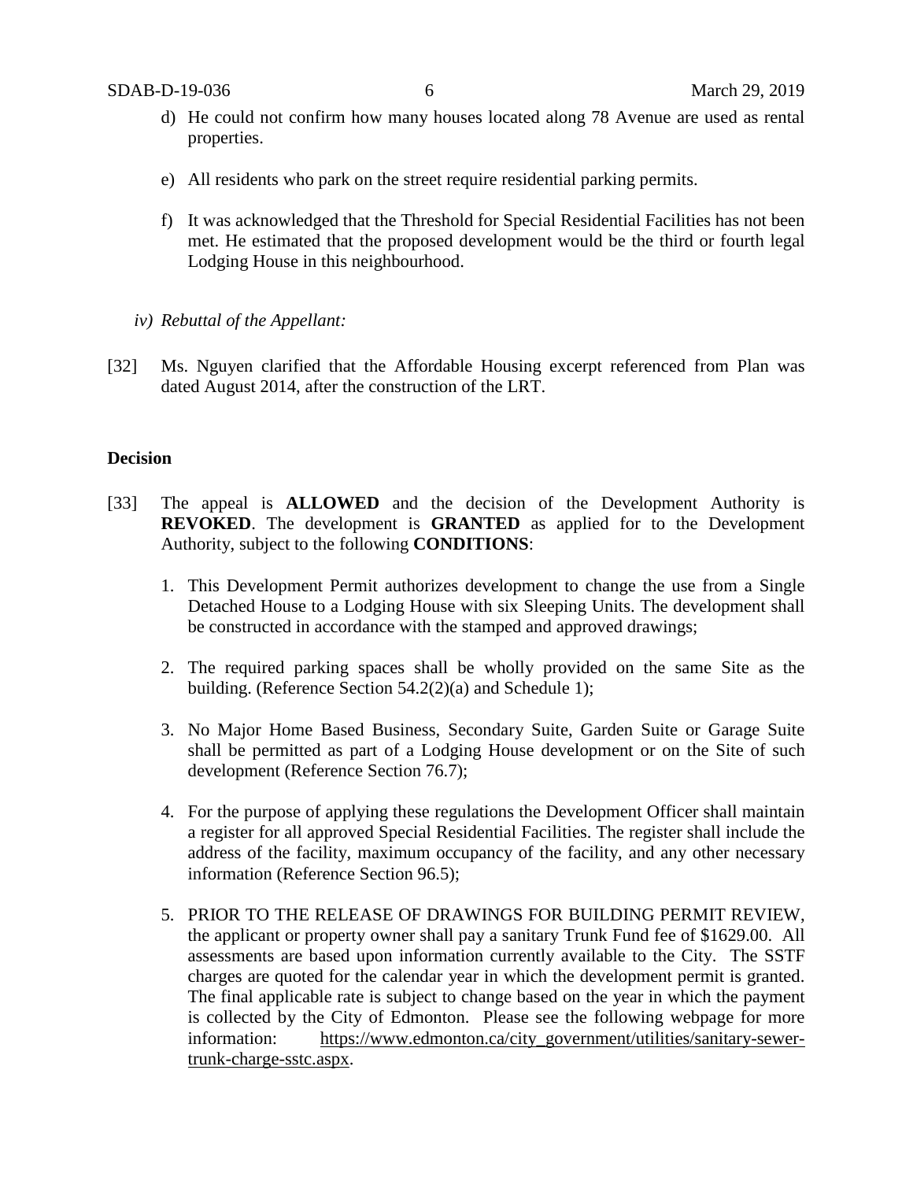d) He could not confirm how many houses located along 78 Avenue are used as rental properties.

e) All residents who park on the street require residential parking permits.

f) It was acknowledged that the Threshold for Special Residential Facilities has not been met. He estimated that the proposed development would be the third or fourth legal Lodging House in this neighbourhood.

*iv) Rebuttal of the Appellant:*

[32] Ms. Nguyen clarified that the Affordable Housing excerpt referenced from Plan was dated August 2014, after the construction of the LRT.

**Decision**

[33] The appeal is **ALLOWED** and the decision of the Development Authority is **REVOKED**. The development is **GRANTED** as applied for to the Development Authority, subject to the following **CONDITIONS**:

1. This Development Permit authorizes development to change the use from a Single Detached House to a Lodging House with six Sleeping Units. The development shall be constructed in accordance with the stamped and approved drawings;

2. The required parking spaces shall be wholly provided on the same Site as the building. (Reference Section 54.2(2)(a) and Schedule 1);

3. No Major Home Based Business, Secondary Suite, Garden Suite or Garage Suite shall be permitted as part of a Lodging House development or on the Site of such development (Reference Section 76.7);

4. For the purpose of applying these regulations the Development Officer shall maintain a register for all approved Special Residential Facilities. The register shall include the address of the facility, maximum occupancy of the facility, and any other necessary information (Reference Section 96.5);

5. PRIOR TO THE RELEASE OF DRAWINGS FOR BUILDING PERMIT REVIEW, the applicant or property owner shall pay a sanitary Trunk Fund fee of $1629.00. All assessments are based upon information currently available to the City. The SSTF charges are quoted for the calendar year in which the development permit is granted. The final applicable rate is subject to change based on the year in which the payment is collected by the City of Edmonton. Please see the following webpage for more information: https://www.edmonton.ca/city_government/utilities/sanitary-sewer-trunk-charge-sstc.aspx.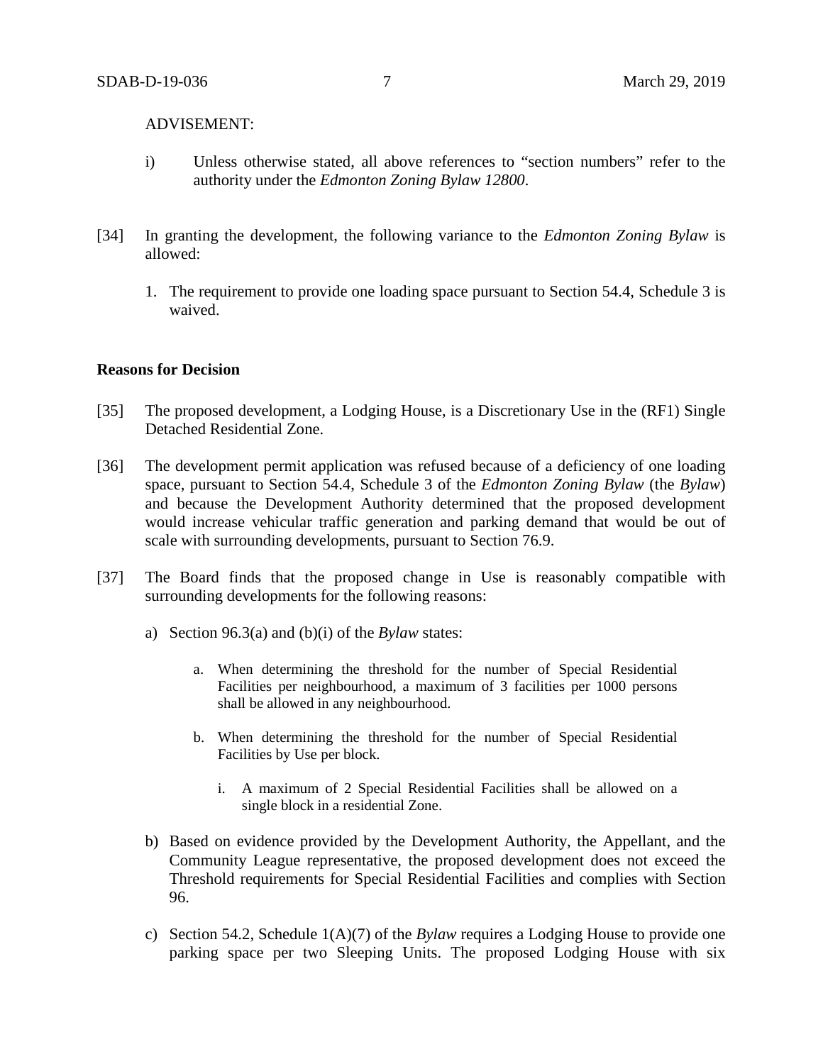ADVISEMENT:

i) Unless otherwise stated, all above references to "section numbers" refer to the authority under the *Edmonton Zoning Bylaw 12800*.

[34] In granting the development, the following variance to the *Edmonton Zoning Bylaw* is allowed:

1. The requirement to provide one loading space pursuant to Section 54.4, Schedule 3 is waived.

**Reasons for Decision**

[35] The proposed development, a Lodging House, is a Discretionary Use in the (RF1) Single Detached Residential Zone.

[36] The development permit application was refused because of a deficiency of one loading space, pursuant to Section 54.4, Schedule 3 of the *Edmonton Zoning Bylaw* (the *Bylaw*) and because the Development Authority determined that the proposed development would increase vehicular traffic generation and parking demand that would be out of scale with surrounding developments, pursuant to Section 76.9.

[37] The Board finds that the proposed change in Use is reasonably compatible with surrounding developments for the following reasons:

a) Section 96.3(a) and (b)(i) of the *Bylaw* states:

   a. When determining the threshold for the number of Special Residential Facilities per neighbourhood, a maximum of 3 facilities per 1000 persons shall be allowed in any neighbourhood.

   b. When determining the threshold for the number of Special Residential Facilities by Use per block.

      i. A maximum of 2 Special Residential Facilities shall be allowed on a single block in a residential Zone.

b) Based on evidence provided by the Development Authority, the Appellant, and the Community League representative, the proposed development does not exceed the Threshold requirements for Special Residential Facilities and complies with Section 96.

c) Section 54.2, Schedule 1(A)(7) of the *Bylaw* requires a Lodging House to provide one parking space per two Sleeping Units. The proposed Lodging House with six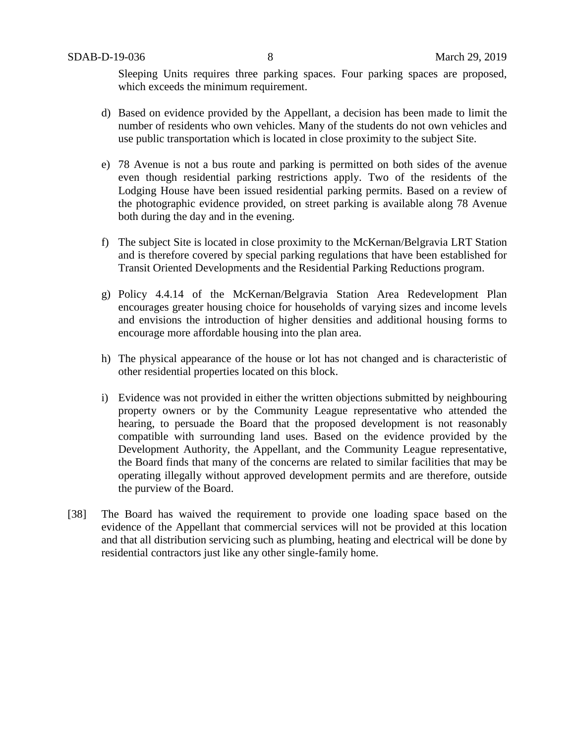Sleeping Units requires three parking spaces. Four parking spaces are proposed, which exceeds the minimum requirement.

d) Based on evidence provided by the Appellant, a decision has been made to limit the number of residents who own vehicles. Many of the students do not own vehicles and use public transportation which is located in close proximity to the subject Site.

e) 78 Avenue is not a bus route and parking is permitted on both sides of the avenue even though residential parking restrictions apply. Two of the residents of the Lodging House have been issued residential parking permits. Based on a review of the photographic evidence provided, on street parking is available along 78 Avenue both during the day and in the evening.

f) The subject Site is located in close proximity to the McKernan/Belgravia LRT Station and is therefore covered by special parking regulations that have been established for Transit Oriented Developments and the Residential Parking Reductions program.

g) Policy 4.4.14 of the McKernan/Belgravia Station Area Redevelopment Plan encourages greater housing choice for households of varying sizes and income levels and envisions the introduction of higher densities and additional housing forms to encourage more affordable housing into the plan area.

h) The physical appearance of the house or lot has not changed and is characteristic of other residential properties located on this block.

i) Evidence was not provided in either the written objections submitted by neighbouring property owners or by the Community League representative who attended the hearing, to persuade the Board that the proposed development is not reasonably compatible with surrounding land uses. Based on the evidence provided by the Development Authority, the Appellant, and the Community League representative, the Board finds that many of the concerns are related to similar facilities that may be operating illegally without approved development permits and are therefore, outside the purview of the Board.

[38] The Board has waived the requirement to provide one loading space based on the evidence of the Appellant that commercial services will not be provided at this location and that all distribution servicing such as plumbing, heating and electrical will be done by residential contractors just like any other single-family home.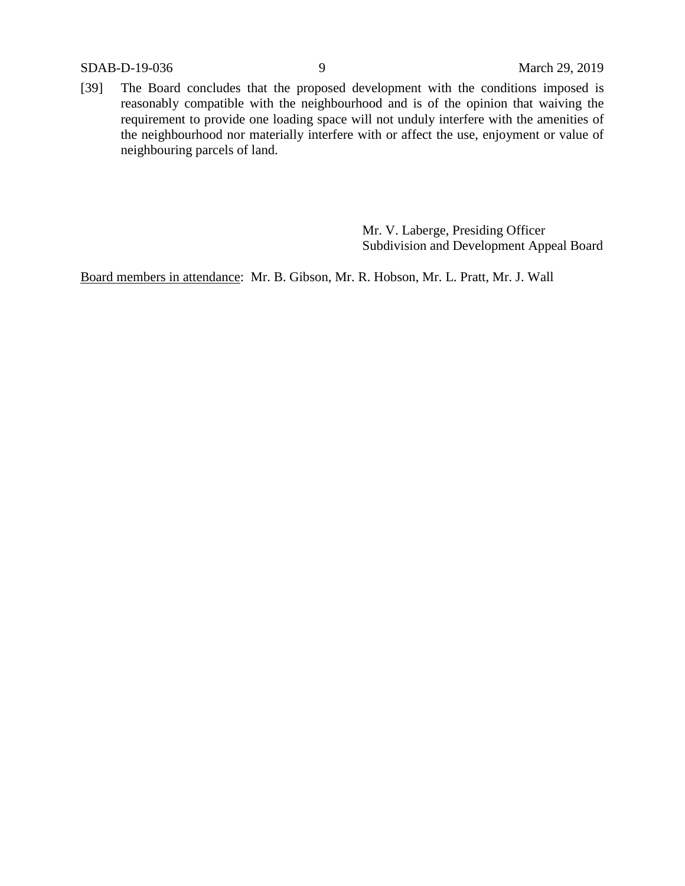[39] The Board concludes that the proposed development with the conditions imposed is reasonably compatible with the neighbourhood and is of the opinion that waiving the requirement to provide one loading space will not unduly interfere with the amenities of the neighbourhood nor materially interfere with or affect the use, enjoyment or value of neighbouring parcels of land.

Mr. V. Laberge, Presiding Officer
Subdivision and Development Appeal Board

Board members in attendance: Mr. B. Gibson, Mr. R. Hobson, Mr. L. Pratt, Mr. J. Wall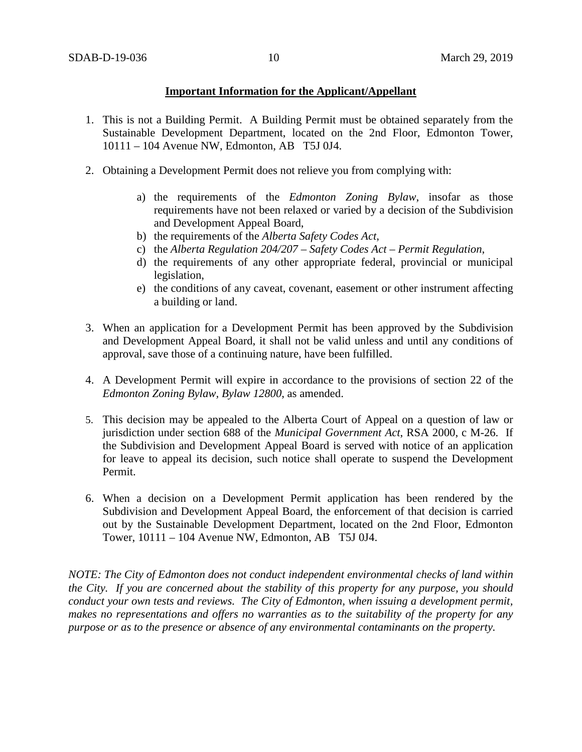**Important Information for the Applicant/Appellant**

1. This is not a Building Permit. A Building Permit must be obtained separately from the Sustainable Development Department, located on the 2nd Floor, Edmonton Tower, 10111 – 104 Avenue NW, Edmonton, AB T5J 0J4.

2. Obtaining a Development Permit does not relieve you from complying with:

    a) the requirements of the *Edmonton Zoning Bylaw*, insofar as those requirements have not been relaxed or varied by a decision of the Subdivision and Development Appeal Board,
    b) the requirements of the *Alberta Safety Codes Act*,
    c) the *Alberta Regulation 204/207 – Safety Codes Act – Permit Regulation*,
    d) the requirements of any other appropriate federal, provincial or municipal legislation,
    e) the conditions of any caveat, covenant, easement or other instrument affecting a building or land.

3. When an application for a Development Permit has been approved by the Subdivision and Development Appeal Board, it shall not be valid unless and until any conditions of approval, save those of a continuing nature, have been fulfilled.

4. A Development Permit will expire in accordance to the provisions of section 22 of the *Edmonton Zoning Bylaw, Bylaw 12800*, as amended.

5. This decision may be appealed to the Alberta Court of Appeal on a question of law or jurisdiction under section 688 of the *Municipal Government Act*, RSA 2000, c M-26. If the Subdivision and Development Appeal Board is served with notice of an application for leave to appeal its decision, such notice shall operate to suspend the Development Permit.

6. When a decision on a Development Permit application has been rendered by the Subdivision and Development Appeal Board, the enforcement of that decision is carried out by the Sustainable Development Department, located on the 2nd Floor, Edmonton Tower, 10111 – 104 Avenue NW, Edmonton, AB T5J 0J4.

*NOTE: The City of Edmonton does not conduct independent environmental checks of land within the City. If you are concerned about the stability of this property for any purpose, you should conduct your own tests and reviews. The City of Edmonton, when issuing a development permit, makes no representations and offers no warranties as to the suitability of the property for any purpose or as to the presence or absence of any environmental contaminants on the property.*